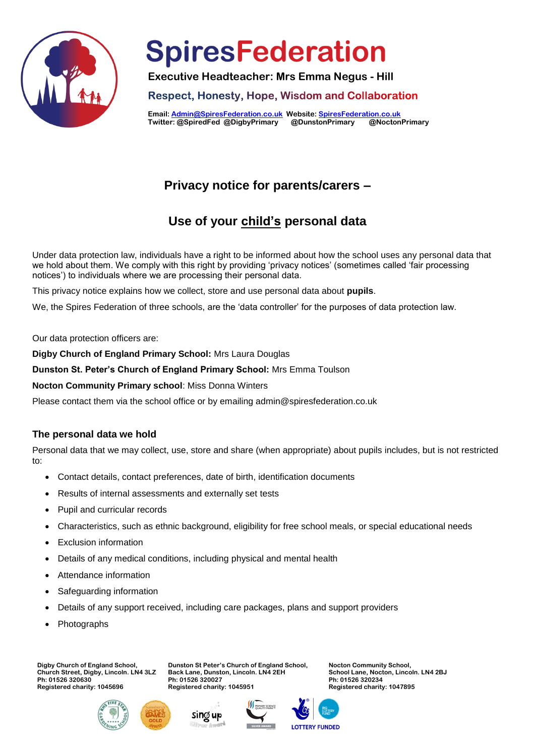# SpiresFederation

**Executive Headteacher: Mrs Emma Negus - Hill**

**Respect, Honesty, Hope, Wisdom and Collaboration**

**Email: Admin@SpiresFederation.co.uk Website: SpiresFederation.co.uk**
**Twitter: @SpiredFed @DigbyPrimary @DunstonPrimary @NoctonPrimary**

## Privacy notice for parents/carers –

## Use of your child's personal data

Under data protection law, individuals have a right to be informed about how the school uses any personal data that we hold about them. We comply with this right by providing 'privacy notices' (sometimes called 'fair processing notices') to individuals where we are processing their personal data.

This privacy notice explains how we collect, store and use personal data about **pupils**.

We, the Spires Federation of three schools, are the 'data controller' for the purposes of data protection law.

Our data protection officers are:

**Digby Church of England Primary School:** Mrs Laura Douglas

**Dunston St. Peter's Church of England Primary School:** Mrs Emma Toulson

**Nocton Community Primary school**: Miss Donna Winters

Please contact them via the school office or by emailing admin@spiresfederation.co.uk

### The personal data we hold

Personal data that we may collect, use, store and share (when appropriate) about pupils includes, but is not restricted to:

- Contact details, contact preferences, date of birth, identification documents
- Results of internal assessments and externally set tests
- Pupil and curricular records
- Characteristics, such as ethnic background, eligibility for free school meals, or special educational needs
- Exclusion information
- Details of any medical conditions, including physical and mental health
- Attendance information
- Safeguarding information
- Details of any support received, including care packages, plans and support providers
- Photographs

**Digby Church of England School,**
**Church Street, Digby, Lincoln. LN4 3LZ**
**Ph: 01526 320630**
**Registered charity: 1045696**

**Dunston St Peter's Church of England School,**
**Back Lane, Dunston, Lincoln. LN4 2EH**
**Ph: 01526 320027**
**Registered charity: 1045951**

**Nocton Community School,**
**School Lane, Nocton, Lincoln. LN4 2BJ**
**Ph: 01526 320234**
**Registered charity: 1047895**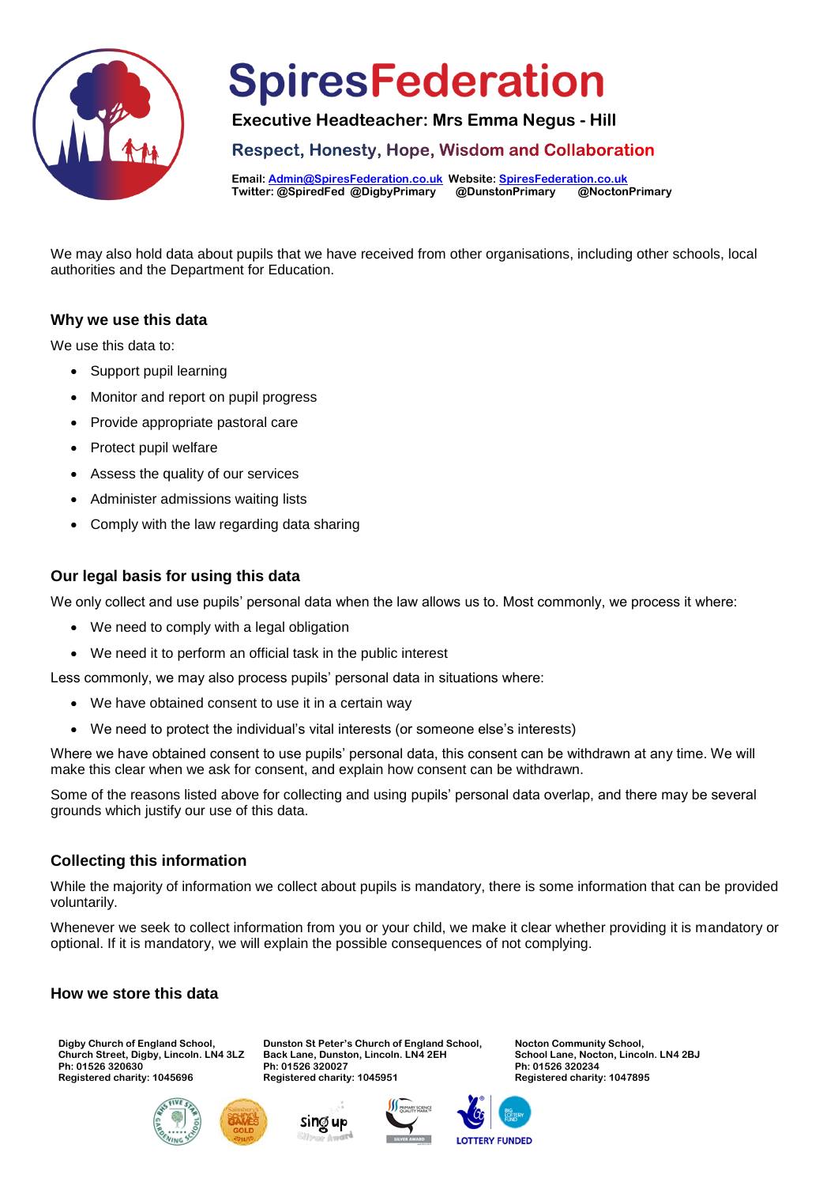We may also hold data about pupils that we have received from other organisations, including other schools, local authorities and the Department for Education.

### Why we use this data

We use this data to:

- Support pupil learning
- Monitor and report on pupil progress
- Provide appropriate pastoral care
- Protect pupil welfare
- Assess the quality of our services
- Administer admissions waiting lists
- Comply with the law regarding data sharing

### Our legal basis for using this data

We only collect and use pupils' personal data when the law allows us to. Most commonly, we process it where:

- We need to comply with a legal obligation
- We need it to perform an official task in the public interest

Less commonly, we may also process pupils' personal data in situations where:

- We have obtained consent to use it in a certain way
- We need to protect the individual's vital interests (or someone else's interests)

Where we have obtained consent to use pupils' personal data, this consent can be withdrawn at any time. We will make this clear when we ask for consent, and explain how consent can be withdrawn.

Some of the reasons listed above for collecting and using pupils' personal data overlap, and there may be several grounds which justify our use of this data.

### Collecting this information

While the majority of information we collect about pupils is mandatory, there is some information that can be provided voluntarily.

Whenever we seek to collect information from you or your child, we make it clear whether providing it is mandatory or optional. If it is mandatory, we will explain the possible consequences of not complying.

### How we store this data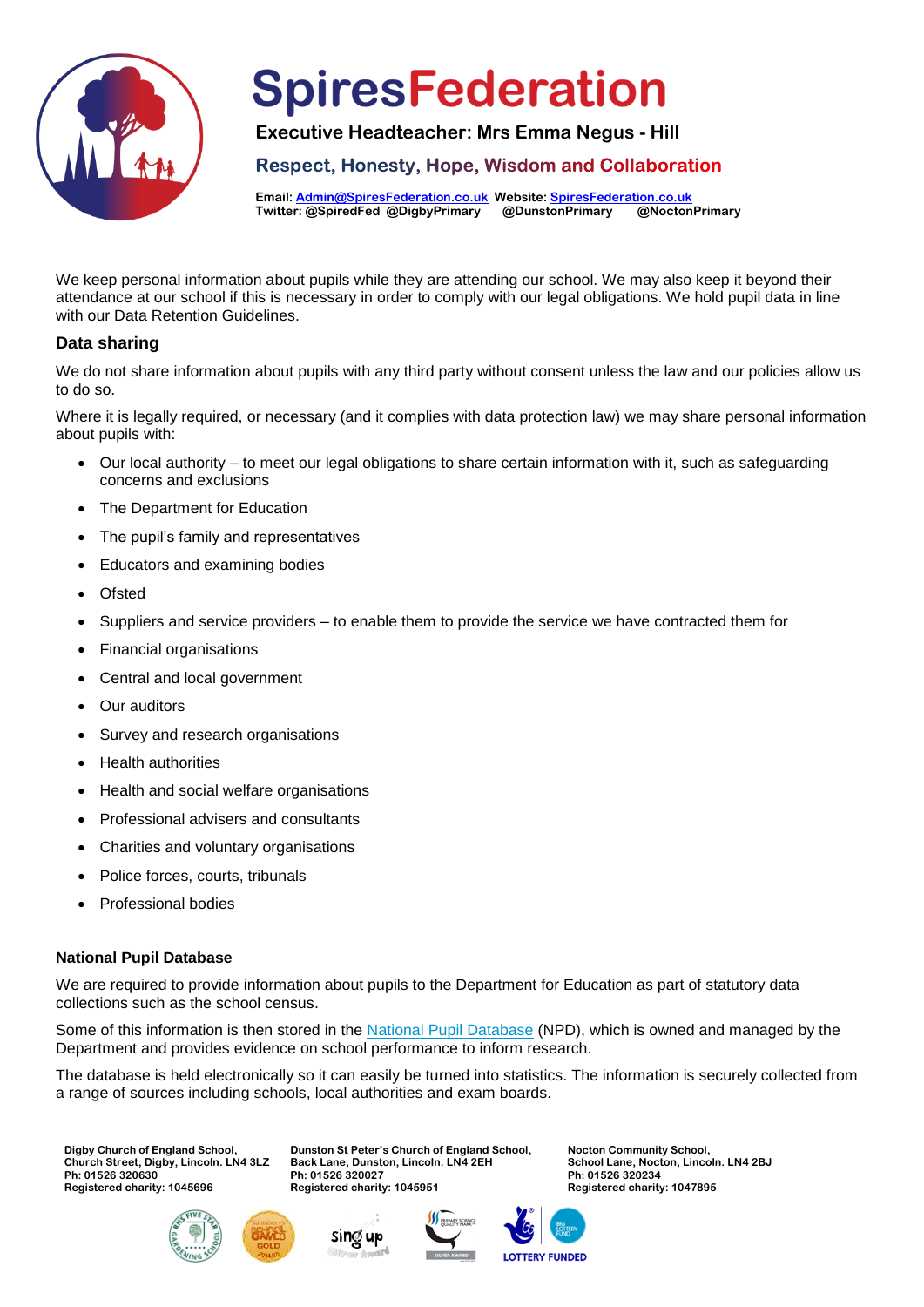We keep personal information about pupils while they are attending our school. We may also keep it beyond their attendance at our school if this is necessary in order to comply with our legal obligations. We hold pupil data in line with our Data Retention Guidelines.

## Data sharing

We do not share information about pupils with any third party without consent unless the law and our policies allow us to do so.

Where it is legally required, or necessary (and it complies with data protection law) we may share personal information about pupils with:

- Our local authority – to meet our legal obligations to share certain information with it, such as safeguarding concerns and exclusions
- The Department for Education
- The pupil's family and representatives
- Educators and examining bodies
- Ofsted
- Suppliers and service providers – to enable them to provide the service we have contracted them for
- Financial organisations
- Central and local government
- Our auditors
- Survey and research organisations
- Health authorities
- Health and social welfare organisations
- Professional advisers and consultants
- Charities and voluntary organisations
- Police forces, courts, tribunals
- Professional bodies

### National Pupil Database

We are required to provide information about pupils to the Department for Education as part of statutory data collections such as the school census.

Some of this information is then stored in the National Pupil Database (NPD), which is owned and managed by the Department and provides evidence on school performance to inform research.

The database is held electronically so it can easily be turned into statistics. The information is securely collected from a range of sources including schools, local authorities and exam boards.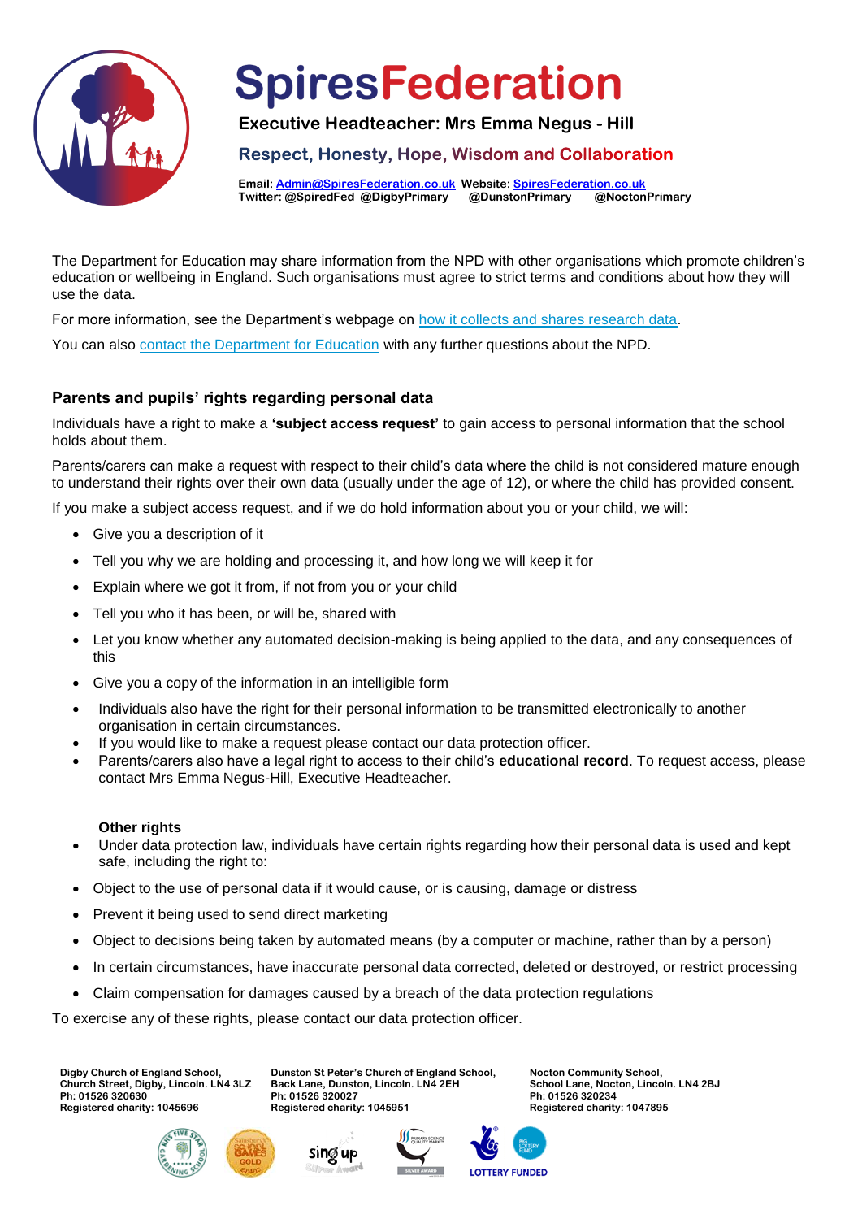The Department for Education may share information from the NPD with other organisations which promote children's education or wellbeing in England. Such organisations must agree to strict terms and conditions about how they will use the data.

For more information, see the Department's webpage on how it collects and shares research data.

You can also contact the Department for Education with any further questions about the NPD.

### Parents and pupils' rights regarding personal data

Individuals have a right to make a **'subject access request'** to gain access to personal information that the school holds about them.

Parents/carers can make a request with respect to their child's data where the child is not considered mature enough to understand their rights over their own data (usually under the age of 12), or where the child has provided consent.

If you make a subject access request, and if we do hold information about you or your child, we will:

- Give you a description of it
- Tell you why we are holding and processing it, and how long we will keep it for
- Explain where we got it from, if not from you or your child
- Tell you who it has been, or will be, shared with
- Let you know whether any automated decision-making is being applied to the data, and any consequences of this
- Give you a copy of the information in an intelligible form
- Individuals also have the right for their personal information to be transmitted electronically to another organisation in certain circumstances.
- If you would like to make a request please contact our data protection officer.
- Parents/carers also have a legal right to access to their child's **educational record**. To request access, please contact Mrs Emma Negus-Hill, Executive Headteacher.

**Other rights**

- Under data protection law, individuals have certain rights regarding how their personal data is used and kept safe, including the right to:
- Object to the use of personal data if it would cause, or is causing, damage or distress
- Prevent it being used to send direct marketing
- Object to decisions being taken by automated means (by a computer or machine, rather than by a person)
- In certain circumstances, have inaccurate personal data corrected, deleted or destroyed, or restrict processing
- Claim compensation for damages caused by a breach of the data protection regulations

To exercise any of these rights, please contact our data protection officer.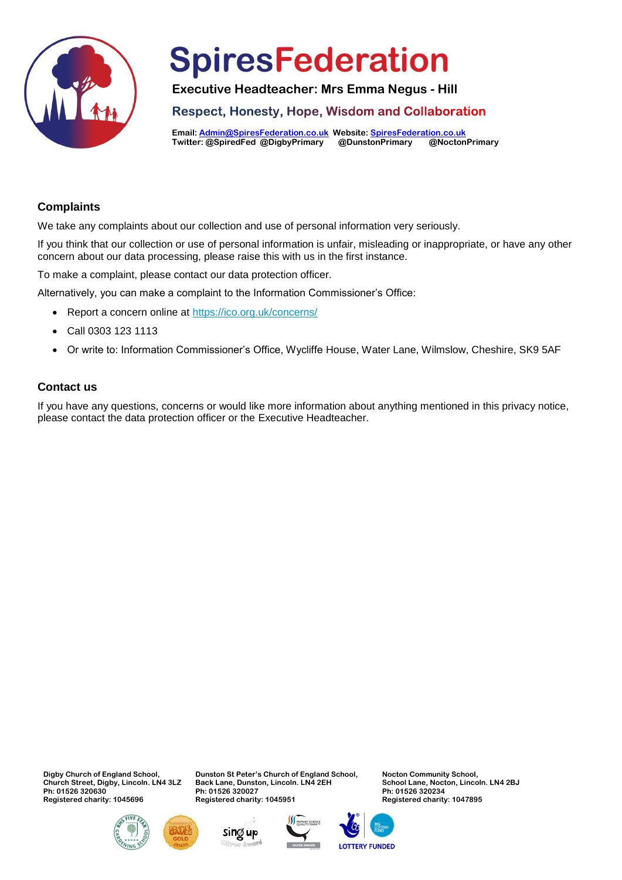## Complaints

We take any complaints about our collection and use of personal information very seriously.

If you think that our collection or use of personal information is unfair, misleading or inappropriate, or have any other concern about our data processing, please raise this with us in the first instance.

To make a complaint, please contact our data protection officer.

Alternatively, you can make a complaint to the Information Commissioner's Office:

- Report a concern online at https://ico.org.uk/concerns/
- Call 0303 123 1113
- Or write to: Information Commissioner's Office, Wycliffe House, Water Lane, Wilmslow, Cheshire, SK9 5AF

## Contact us

If you have any questions, concerns or would like more information about anything mentioned in this privacy notice, please contact the data protection officer or the Executive Headteacher.